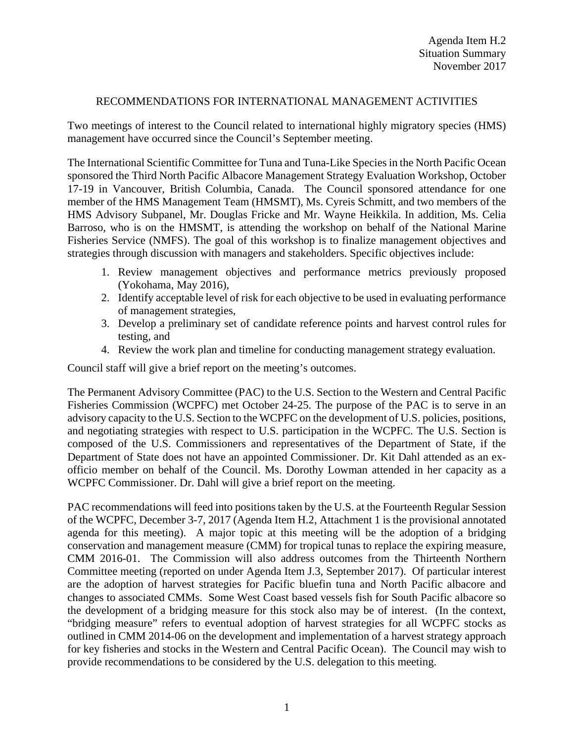Agenda Item H.2
Situation Summary
November 2017

# RECOMMENDATIONS FOR INTERNATIONAL MANAGEMENT ACTIVITIES

Two meetings of interest to the Council related to international highly migratory species (HMS) management have occurred since the Council's September meeting.

The International Scientific Committee for Tuna and Tuna-Like Species in the North Pacific Ocean sponsored the Third North Pacific Albacore Management Strategy Evaluation Workshop, October 17-19 in Vancouver, British Columbia, Canada. The Council sponsored attendance for one member of the HMS Management Team (HMSMT), Ms. Cyreis Schmitt, and two members of the HMS Advisory Subpanel, Mr. Douglas Fricke and Mr. Wayne Heikkila. In addition, Ms. Celia Barroso, who is on the HMSMT, is attending the workshop on behalf of the National Marine Fisheries Service (NMFS). The goal of this workshop is to finalize management objectives and strategies through discussion with managers and stakeholders. Specific objectives include:

1. Review management objectives and performance metrics previously proposed (Yokohama, May 2016),
2. Identify acceptable level of risk for each objective to be used in evaluating performance of management strategies,
3. Develop a preliminary set of candidate reference points and harvest control rules for testing, and
4. Review the work plan and timeline for conducting management strategy evaluation.

Council staff will give a brief report on the meeting's outcomes.

The Permanent Advisory Committee (PAC) to the U.S. Section to the Western and Central Pacific Fisheries Commission (WCPFC) met October 24-25. The purpose of the PAC is to serve in an advisory capacity to the U.S. Section to the WCPFC on the development of U.S. policies, positions, and negotiating strategies with respect to U.S. participation in the WCPFC. The U.S. Section is composed of the U.S. Commissioners and representatives of the Department of State, if the Department of State does not have an appointed Commissioner. Dr. Kit Dahl attended as an ex-officio member on behalf of the Council. Ms. Dorothy Lowman attended in her capacity as a WCPFC Commissioner. Dr. Dahl will give a brief report on the meeting.

PAC recommendations will feed into positions taken by the U.S. at the Fourteenth Regular Session of the WCPFC, December 3-7, 2017 (Agenda Item H.2, Attachment 1 is the provisional annotated agenda for this meeting). A major topic at this meeting will be the adoption of a bridging conservation and management measure (CMM) for tropical tunas to replace the expiring measure, CMM 2016-01. The Commission will also address outcomes from the Thirteenth Northern Committee meeting (reported on under Agenda Item J.3, September 2017). Of particular interest are the adoption of harvest strategies for Pacific bluefin tuna and North Pacific albacore and changes to associated CMMs. Some West Coast based vessels fish for South Pacific albacore so the development of a bridging measure for this stock also may be of interest. (In the context, "bridging measure" refers to eventual adoption of harvest strategies for all WCPFC stocks as outlined in CMM 2014-06 on the development and implementation of a harvest strategy approach for key fisheries and stocks in the Western and Central Pacific Ocean). The Council may wish to provide recommendations to be considered by the U.S. delegation to this meeting.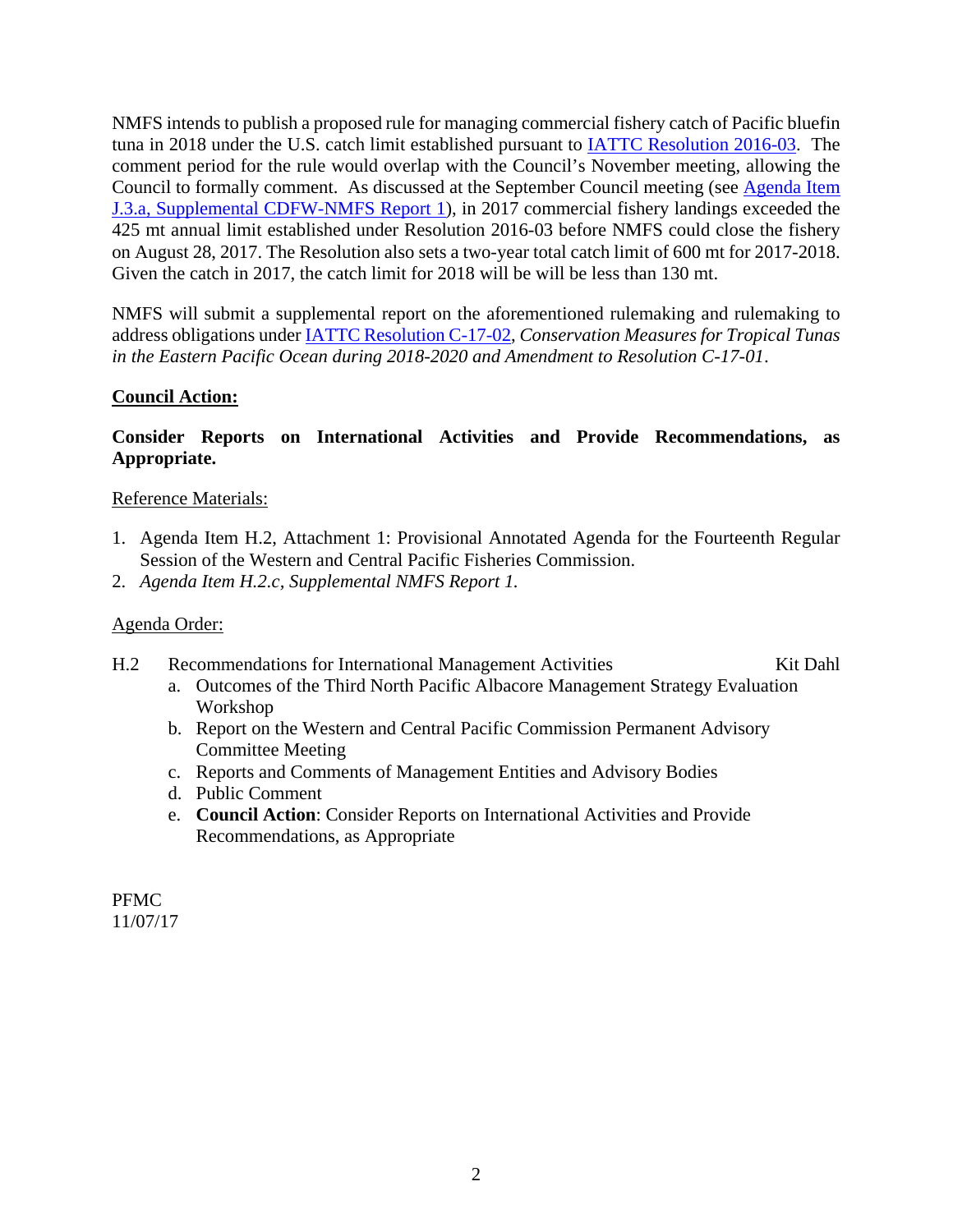NMFS intends to publish a proposed rule for managing commercial fishery catch of Pacific bluefin tuna in 2018 under the U.S. catch limit established pursuant to [IATTC Resolution 2016-03](). The comment period for the rule would overlap with the Council's November meeting, allowing the Council to formally comment. As discussed at the September Council meeting (see [Agenda Item J.3.a, Supplemental CDFW-NMFS Report 1]()), in 2017 commercial fishery landings exceeded the 425 mt annual limit established under Resolution 2016-03 before NMFS could close the fishery on August 28, 2017. The Resolution also sets a two-year total catch limit of 600 mt for 2017-2018. Given the catch in 2017, the catch limit for 2018 will be will be less than 130 mt.

NMFS will submit a supplemental report on the aforementioned rulemaking and rulemaking to address obligations under [IATTC Resolution C-17-02](), *Conservation Measures for Tropical Tunas in the Eastern Pacific Ocean during 2018-2020 and Amendment to Resolution C-17-01*.

**Council Action:**

**Consider Reports on International Activities and Provide Recommendations, as Appropriate.**

Reference Materials:

1. Agenda Item H.2, Attachment 1: Provisional Annotated Agenda for the Fourteenth Regular Session of the Western and Central Pacific Fisheries Commission.
2. *Agenda Item H.2.c, Supplemental NMFS Report 1.*

Agenda Order:

H.2 Recommendations for International Management Activities — Kit Dahl

a. Outcomes of the Third North Pacific Albacore Management Strategy Evaluation Workshop
b. Report on the Western and Central Pacific Commission Permanent Advisory Committee Meeting
c. Reports and Comments of Management Entities and Advisory Bodies
d. Public Comment
e. **Council Action**: Consider Reports on International Activities and Provide Recommendations, as Appropriate

PFMC
11/07/17